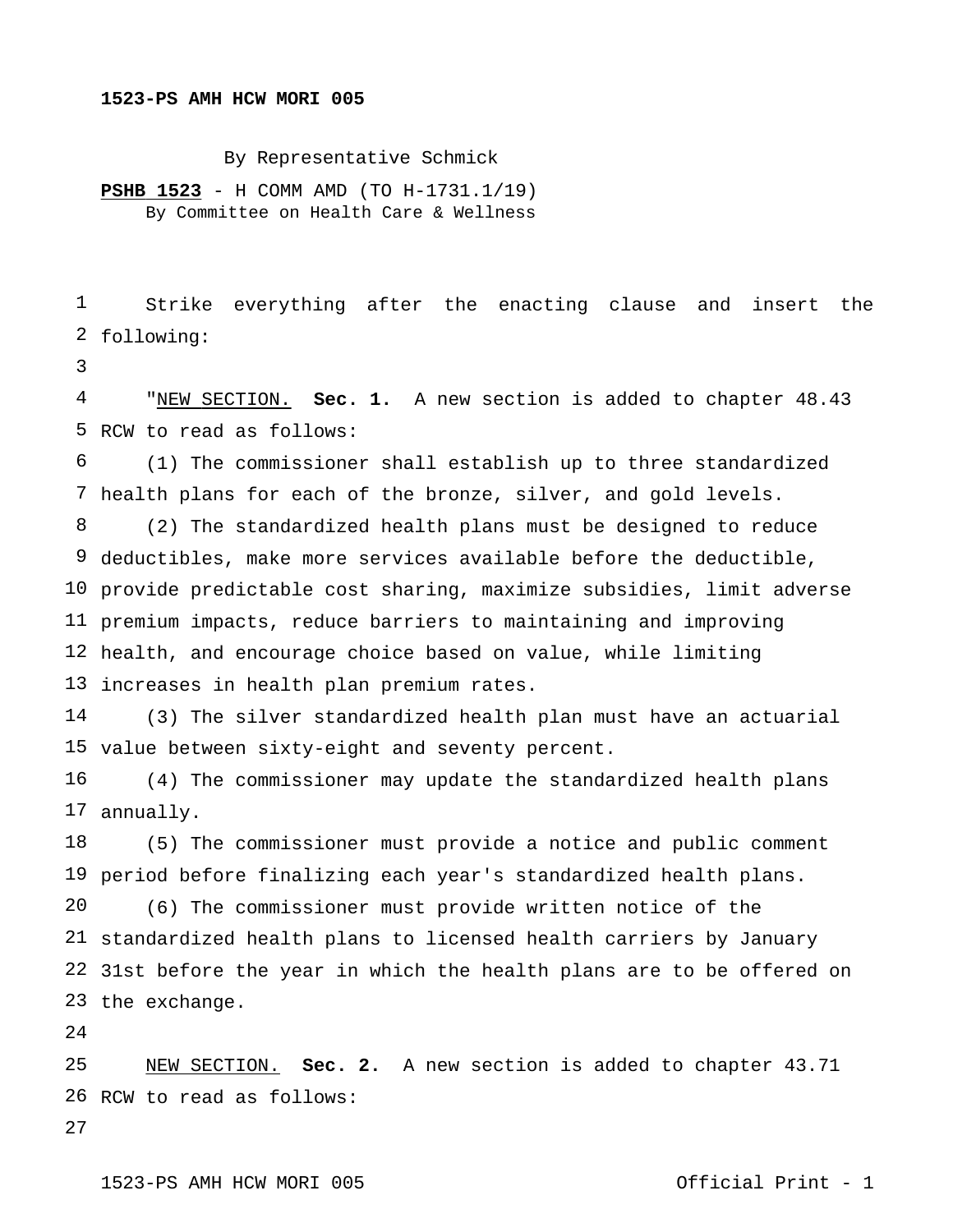**1523-PS AMH HCW MORI 005**

By Representative Schmick

**PSHB 1523** - H COMM AMD (TO H-1731.1/19)
By Committee on Health Care & Wellness

Strike everything after the enacting clause and insert the following:

"NEW SECTION. **Sec. 1.** A new section is added to chapter 48.43 RCW to read as follows:

(1) The commissioner shall establish up to three standardized health plans for each of the bronze, silver, and gold levels.

(2) The standardized health plans must be designed to reduce deductibles, make more services available before the deductible, provide predictable cost sharing, maximize subsidies, limit adverse premium impacts, reduce barriers to maintaining and improving health, and encourage choice based on value, while limiting increases in health plan premium rates.

(3) The silver standardized health plan must have an actuarial value between sixty-eight and seventy percent.

(4) The commissioner may update the standardized health plans annually.

(5) The commissioner must provide a notice and public comment period before finalizing each year's standardized health plans.

(6) The commissioner must provide written notice of the standardized health plans to licensed health carriers by January 31st before the year in which the health plans are to be offered on the exchange.

NEW SECTION. **Sec. 2.** A new section is added to chapter 43.71 RCW to read as follows: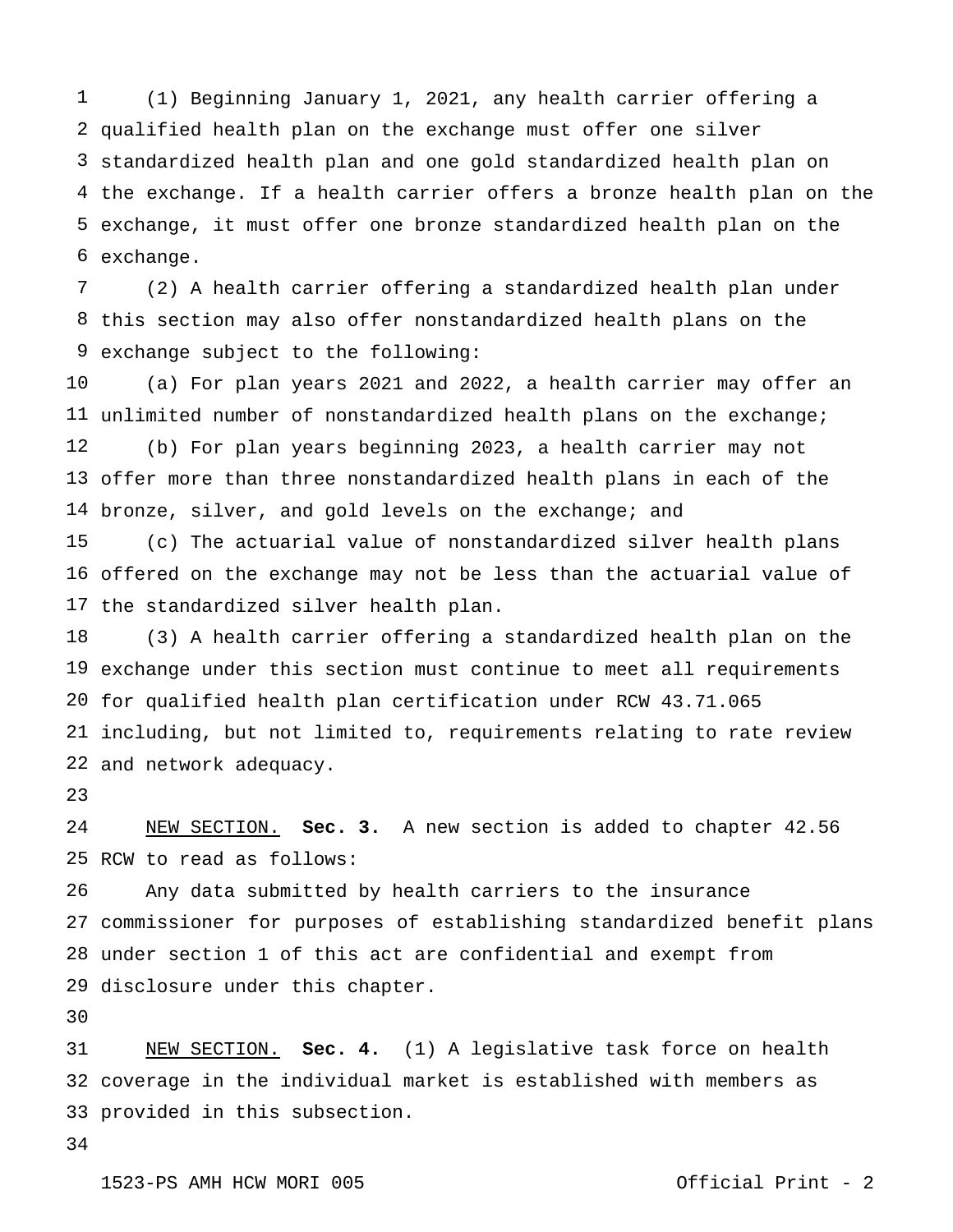(1) Beginning January 1, 2021, any health carrier offering a qualified health plan on the exchange must offer one silver standardized health plan and one gold standardized health plan on the exchange. If a health carrier offers a bronze health plan on the exchange, it must offer one bronze standardized health plan on the exchange.

(2) A health carrier offering a standardized health plan under this section may also offer nonstandardized health plans on the exchange subject to the following:

(a) For plan years 2021 and 2022, a health carrier may offer an unlimited number of nonstandardized health plans on the exchange;

(b) For plan years beginning 2023, a health carrier may not offer more than three nonstandardized health plans in each of the bronze, silver, and gold levels on the exchange; and

(c) The actuarial value of nonstandardized silver health plans offered on the exchange may not be less than the actuarial value of the standardized silver health plan.

(3) A health carrier offering a standardized health plan on the exchange under this section must continue to meet all requirements for qualified health plan certification under RCW 43.71.065 including, but not limited to, requirements relating to rate review and network adequacy.

NEW SECTION. **Sec. 3.** A new section is added to chapter 42.56 RCW to read as follows:

Any data submitted by health carriers to the insurance commissioner for purposes of establishing standardized benefit plans under section 1 of this act are confidential and exempt from disclosure under this chapter.

NEW SECTION. **Sec. 4.** (1) A legislative task force on health coverage in the individual market is established with members as provided in this subsection.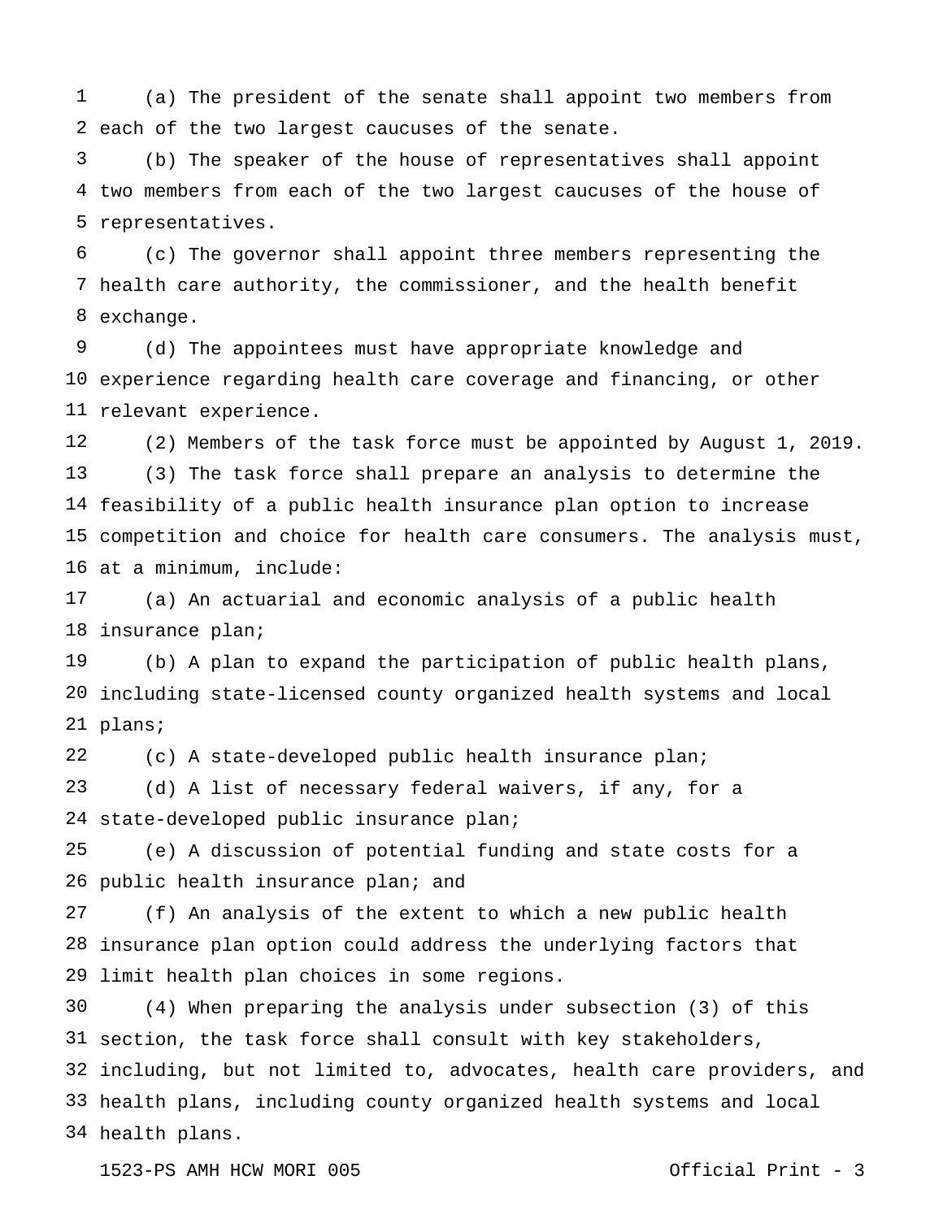(a) The president of the senate shall appoint two members from each of the two largest caucuses of the senate.

(b) The speaker of the house of representatives shall appoint two members from each of the two largest caucuses of the house of representatives.

(c) The governor shall appoint three members representing the health care authority, the commissioner, and the health benefit exchange.

(d) The appointees must have appropriate knowledge and experience regarding health care coverage and financing, or other relevant experience.

(2) Members of the task force must be appointed by August 1, 2019.

(3) The task force shall prepare an analysis to determine the feasibility of a public health insurance plan option to increase competition and choice for health care consumers. The analysis must, at a minimum, include:

(a) An actuarial and economic analysis of a public health insurance plan;

(b) A plan to expand the participation of public health plans, including state-licensed county organized health systems and local plans;

(c) A state-developed public health insurance plan;

(d) A list of necessary federal waivers, if any, for a state-developed public insurance plan;

(e) A discussion of potential funding and state costs for a public health insurance plan; and

(f) An analysis of the extent to which a new public health insurance plan option could address the underlying factors that limit health plan choices in some regions.

(4) When preparing the analysis under subsection (3) of this section, the task force shall consult with key stakeholders, including, but not limited to, advocates, health care providers, and health plans, including county organized health systems and local health plans.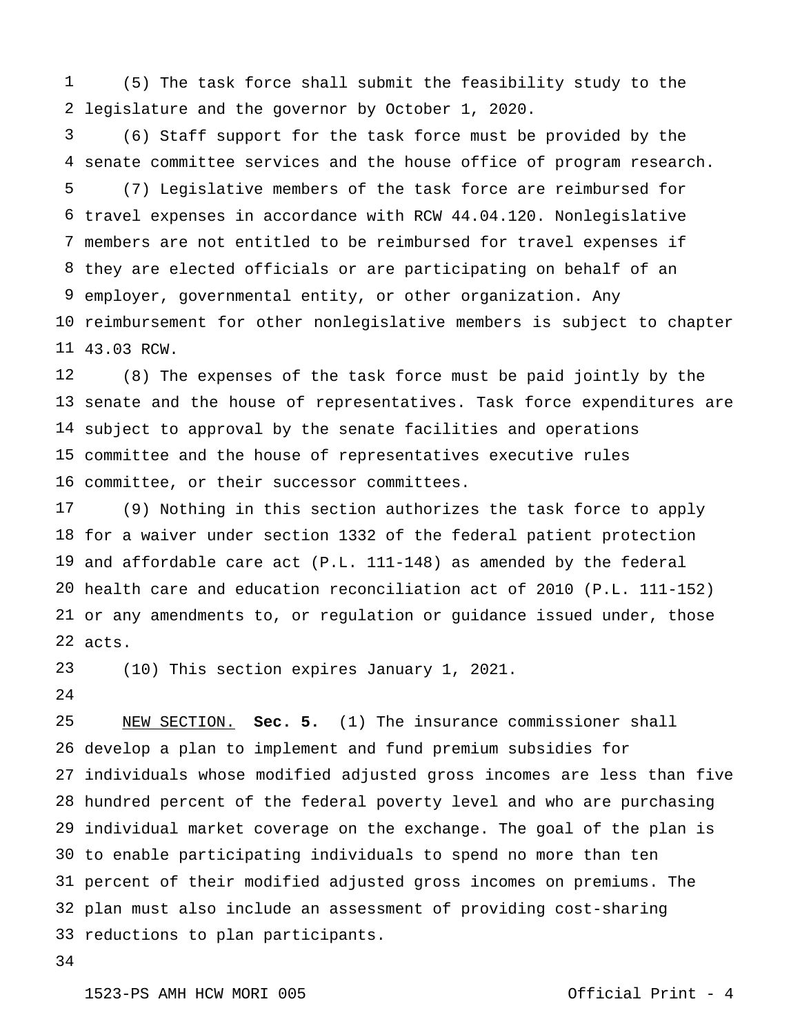(5) The task force shall submit the feasibility study to the legislature and the governor by October 1, 2020.

(6) Staff support for the task force must be provided by the senate committee services and the house office of program research.

(7) Legislative members of the task force are reimbursed for travel expenses in accordance with RCW 44.04.120. Nonlegislative members are not entitled to be reimbursed for travel expenses if they are elected officials or are participating on behalf of an employer, governmental entity, or other organization. Any reimbursement for other nonlegislative members is subject to chapter 43.03 RCW.

(8) The expenses of the task force must be paid jointly by the senate and the house of representatives. Task force expenditures are subject to approval by the senate facilities and operations committee and the house of representatives executive rules committee, or their successor committees.

(9) Nothing in this section authorizes the task force to apply for a waiver under section 1332 of the federal patient protection and affordable care act (P.L. 111-148) as amended by the federal health care and education reconciliation act of 2010 (P.L. 111-152) or any amendments to, or regulation or guidance issued under, those acts.

(10) This section expires January 1, 2021.

NEW SECTION. **Sec. 5.** (1) The insurance commissioner shall develop a plan to implement and fund premium subsidies for individuals whose modified adjusted gross incomes are less than five hundred percent of the federal poverty level and who are purchasing individual market coverage on the exchange. The goal of the plan is to enable participating individuals to spend no more than ten percent of their modified adjusted gross incomes on premiums. The plan must also include an assessment of providing cost-sharing reductions to plan participants.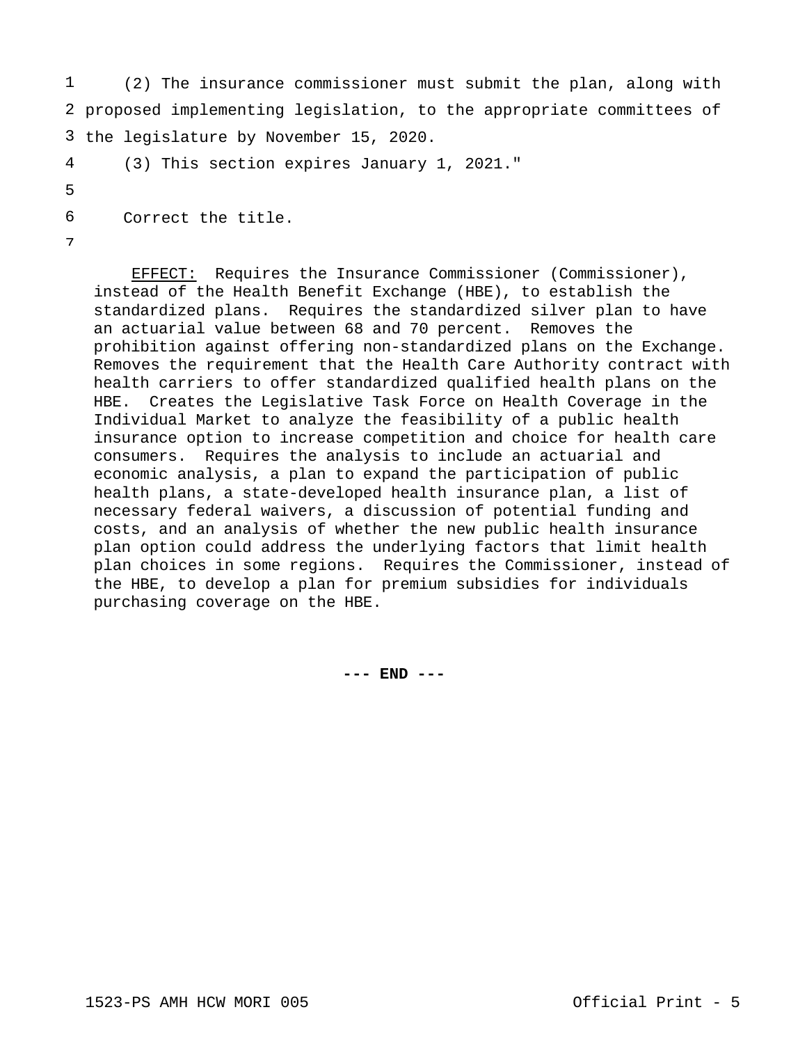(2) The insurance commissioner must submit the plan, along with proposed implementing legislation, to the appropriate committees of the legislature by November 15, 2020.

(3) This section expires January 1, 2021."

Correct the title.

EFFECT: Requires the Insurance Commissioner (Commissioner), instead of the Health Benefit Exchange (HBE), to establish the standardized plans. Requires the standardized silver plan to have an actuarial value between 68 and 70 percent. Removes the prohibition against offering non-standardized plans on the Exchange. Removes the requirement that the Health Care Authority contract with health carriers to offer standardized qualified health plans on the HBE. Creates the Legislative Task Force on Health Coverage in the Individual Market to analyze the feasibility of a public health insurance option to increase competition and choice for health care consumers. Requires the analysis to include an actuarial and economic analysis, a plan to expand the participation of public health plans, a state-developed health insurance plan, a list of necessary federal waivers, a discussion of potential funding and costs, and an analysis of whether the new public health insurance plan option could address the underlying factors that limit health plan choices in some regions. Requires the Commissioner, instead of the HBE, to develop a plan for premium subsidies for individuals purchasing coverage on the HBE.

**--- END ---**